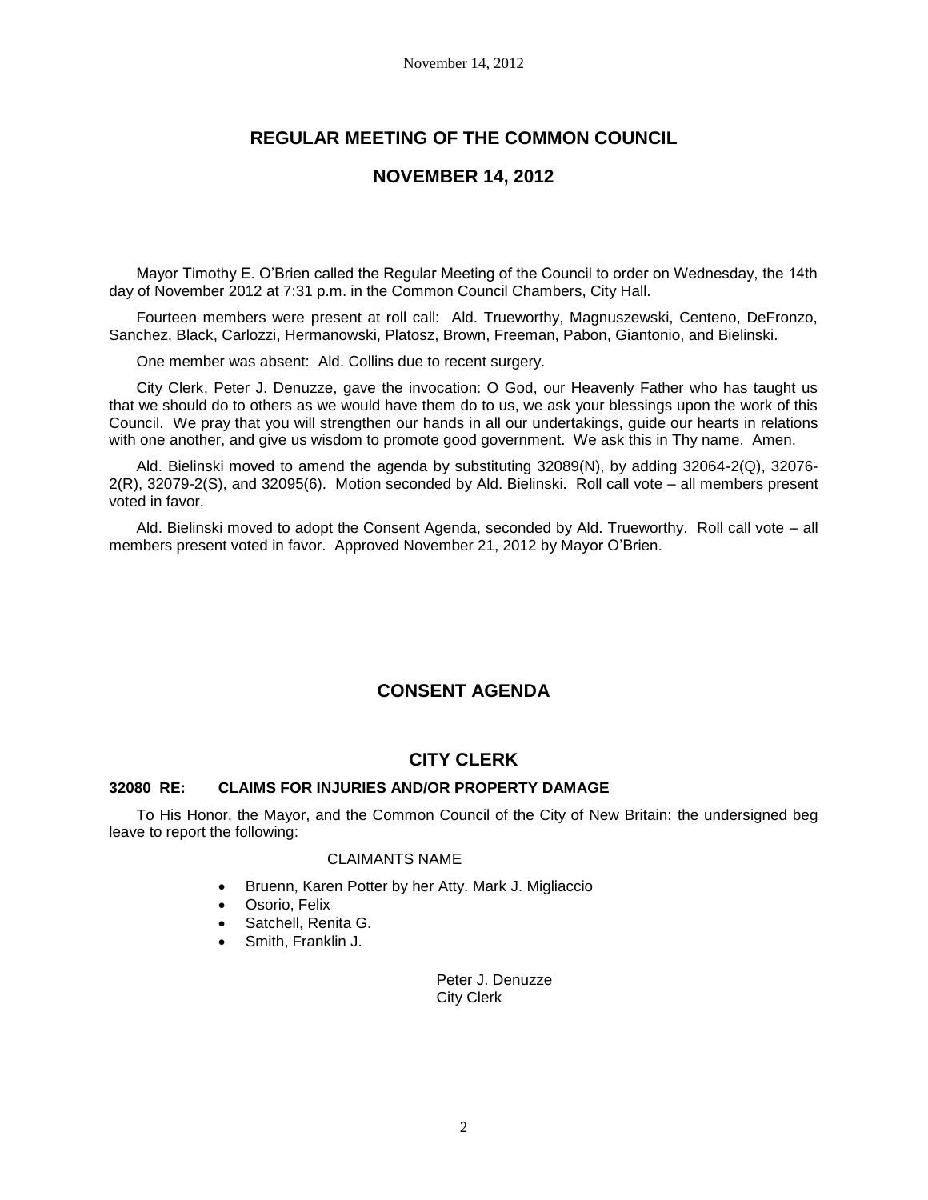# REGULAR MEETING OF THE COMMON COUNCIL

## NOVEMBER 14, 2012

Mayor Timothy E. O'Brien called the Regular Meeting of the Council to order on Wednesday, the 14th day of November 2012 at 7:31 p.m. in the Common Council Chambers, City Hall.

Fourteen members were present at roll call: Ald. Trueworthy, Magnuszewski, Centeno, DeFronzo, Sanchez, Black, Carlozzi, Hermanowski, Platosz, Brown, Freeman, Pabon, Giantonio, and Bielinski.

One member was absent: Ald. Collins due to recent surgery.

City Clerk, Peter J. Denuzze, gave the invocation: O God, our Heavenly Father who has taught us that we should do to others as we would have them do to us, we ask your blessings upon the work of this Council. We pray that you will strengthen our hands in all our undertakings, guide our hearts in relations with one another, and give us wisdom to promote good government. We ask this in Thy name. Amen.

Ald. Bielinski moved to amend the agenda by substituting 32089(N), by adding 32064-2(Q), 32076-2(R), 32079-2(S), and 32095(6). Motion seconded by Ald. Bielinski. Roll call vote – all members present voted in favor.

Ald. Bielinski moved to adopt the Consent Agenda, seconded by Ald. Trueworthy. Roll call vote – all members present voted in favor. Approved November 21, 2012 by Mayor O'Brien.

## CONSENT AGENDA

## CITY CLERK

### 32080 RE: CLAIMS FOR INJURIES AND/OR PROPERTY DAMAGE

To His Honor, the Mayor, and the Common Council of the City of New Britain: the undersigned beg leave to report the following:

CLAIMANTS NAME

- Bruenn, Karen Potter by her Atty. Mark J. Migliaccio
- Osorio, Felix
- Satchell, Renita G.
- Smith, Franklin J.

Peter J. Denuzze
City Clerk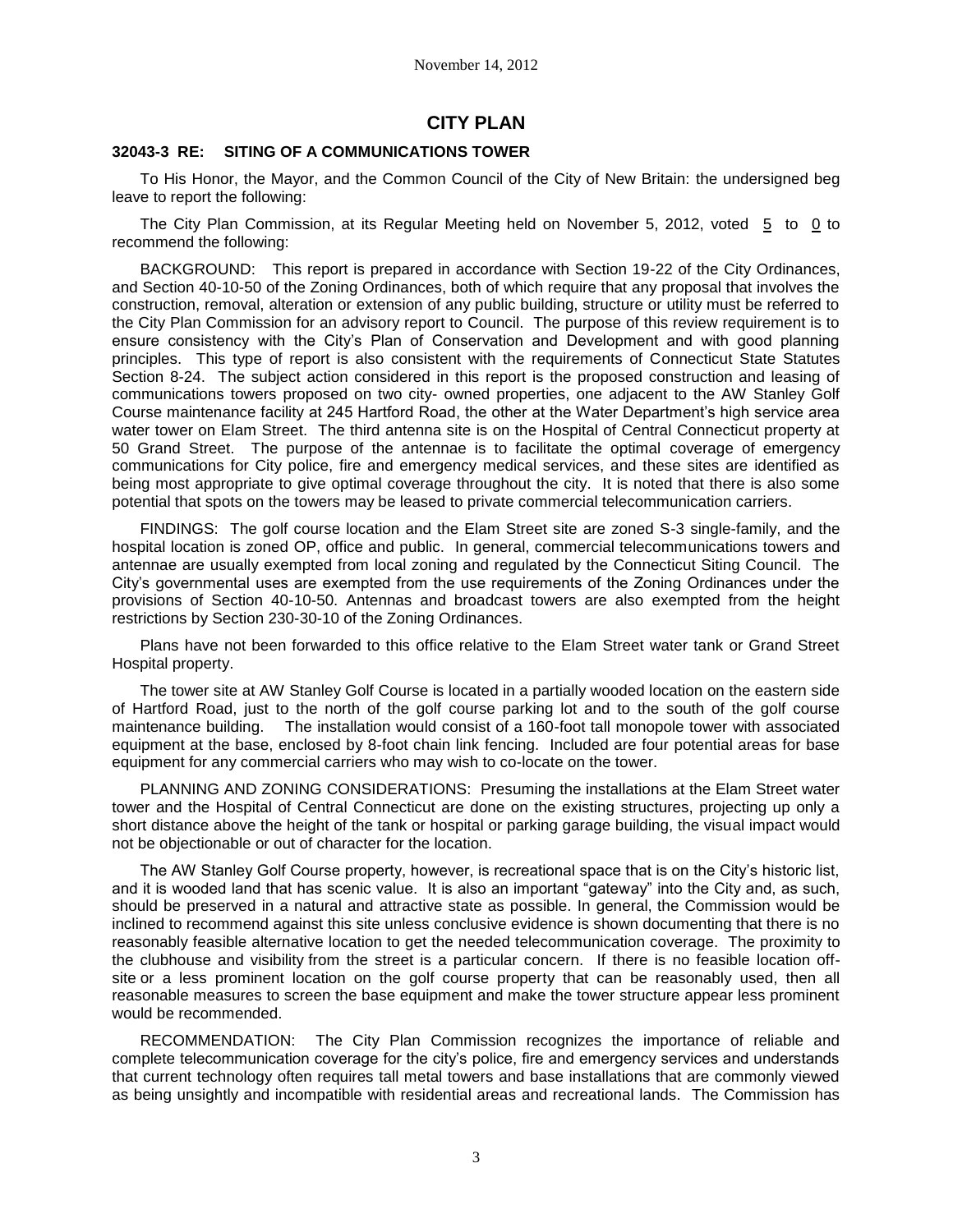## CITY PLAN

### 32043-3 RE: SITING OF A COMMUNICATIONS TOWER

To His Honor, the Mayor, and the Common Council of the City of New Britain: the undersigned beg leave to report the following:

The City Plan Commission, at its Regular Meeting held on November 5, 2012, voted 5 to 0 to recommend the following:

BACKGROUND: This report is prepared in accordance with Section 19-22 of the City Ordinances, and Section 40-10-50 of the Zoning Ordinances, both of which require that any proposal that involves the construction, removal, alteration or extension of any public building, structure or utility must be referred to the City Plan Commission for an advisory report to Council. The purpose of this review requirement is to ensure consistency with the City's Plan of Conservation and Development and with good planning principles. This type of report is also consistent with the requirements of Connecticut State Statutes Section 8-24. The subject action considered in this report is the proposed construction and leasing of communications towers proposed on two city- owned properties, one adjacent to the AW Stanley Golf Course maintenance facility at 245 Hartford Road, the other at the Water Department's high service area water tower on Elam Street. The third antenna site is on the Hospital of Central Connecticut property at 50 Grand Street. The purpose of the antennae is to facilitate the optimal coverage of emergency communications for City police, fire and emergency medical services, and these sites are identified as being most appropriate to give optimal coverage throughout the city. It is noted that there is also some potential that spots on the towers may be leased to private commercial telecommunication carriers.

FINDINGS: The golf course location and the Elam Street site are zoned S-3 single-family, and the hospital location is zoned OP, office and public. In general, commercial telecommunications towers and antennae are usually exempted from local zoning and regulated by the Connecticut Siting Council. The City's governmental uses are exempted from the use requirements of the Zoning Ordinances under the provisions of Section 40-10-50. Antennas and broadcast towers are also exempted from the height restrictions by Section 230-30-10 of the Zoning Ordinances.

Plans have not been forwarded to this office relative to the Elam Street water tank or Grand Street Hospital property.

The tower site at AW Stanley Golf Course is located in a partially wooded location on the eastern side of Hartford Road, just to the north of the golf course parking lot and to the south of the golf course maintenance building. The installation would consist of a 160-foot tall monopole tower with associated equipment at the base, enclosed by 8-foot chain link fencing. Included are four potential areas for base equipment for any commercial carriers who may wish to co-locate on the tower.

PLANNING AND ZONING CONSIDERATIONS: Presuming the installations at the Elam Street water tower and the Hospital of Central Connecticut are done on the existing structures, projecting up only a short distance above the height of the tank or hospital or parking garage building, the visual impact would not be objectionable or out of character for the location.

The AW Stanley Golf Course property, however, is recreational space that is on the City's historic list, and it is wooded land that has scenic value. It is also an important "gateway" into the City and, as such, should be preserved in a natural and attractive state as possible. In general, the Commission would be inclined to recommend against this site unless conclusive evidence is shown documenting that there is no reasonably feasible alternative location to get the needed telecommunication coverage. The proximity to the clubhouse and visibility from the street is a particular concern. If there is no feasible location off-site or a less prominent location on the golf course property that can be reasonably used, then all reasonable measures to screen the base equipment and make the tower structure appear less prominent would be recommended.

RECOMMENDATION: The City Plan Commission recognizes the importance of reliable and complete telecommunication coverage for the city's police, fire and emergency services and understands that current technology often requires tall metal towers and base installations that are commonly viewed as being unsightly and incompatible with residential areas and recreational lands. The Commission has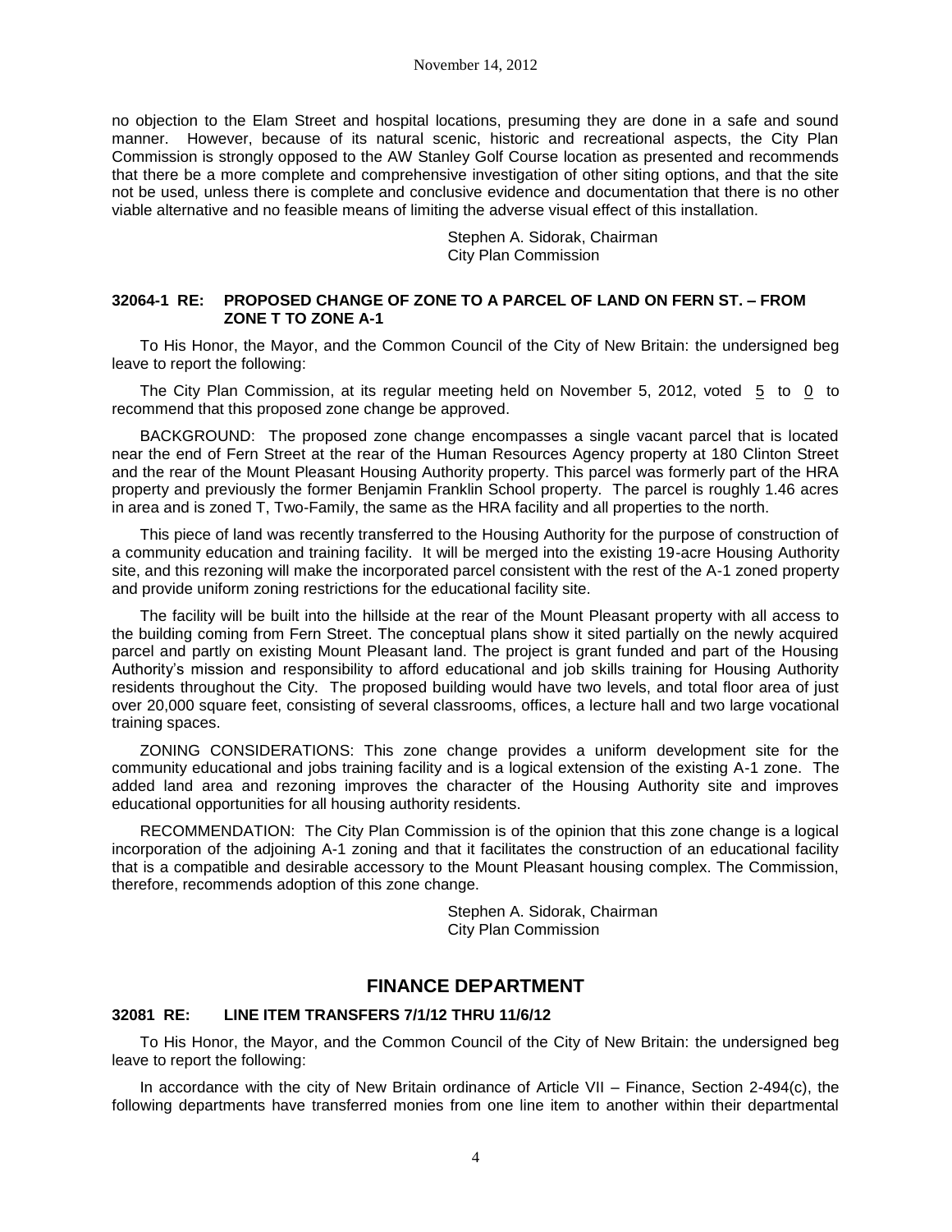no objection to the Elam Street and hospital locations, presuming they are done in a safe and sound manner. However, because of its natural scenic, historic and recreational aspects, the City Plan Commission is strongly opposed to the AW Stanley Golf Course location as presented and recommends that there be a more complete and comprehensive investigation of other siting options, and that the site not be used, unless there is complete and conclusive evidence and documentation that there is no other viable alternative and no feasible means of limiting the adverse visual effect of this installation.

Stephen A. Sidorak, Chairman
City Plan Commission

**32064-1 RE: PROPOSED CHANGE OF ZONE TO A PARCEL OF LAND ON FERN ST. – FROM ZONE T TO ZONE A-1**

To His Honor, the Mayor, and the Common Council of the City of New Britain: the undersigned beg leave to report the following:

The City Plan Commission, at its regular meeting held on November 5, 2012, voted 5 to 0 to recommend that this proposed zone change be approved.

BACKGROUND: The proposed zone change encompasses a single vacant parcel that is located near the end of Fern Street at the rear of the Human Resources Agency property at 180 Clinton Street and the rear of the Mount Pleasant Housing Authority property. This parcel was formerly part of the HRA property and previously the former Benjamin Franklin School property. The parcel is roughly 1.46 acres in area and is zoned T, Two-Family, the same as the HRA facility and all properties to the north.

This piece of land was recently transferred to the Housing Authority for the purpose of construction of a community education and training facility. It will be merged into the existing 19-acre Housing Authority site, and this rezoning will make the incorporated parcel consistent with the rest of the A-1 zoned property and provide uniform zoning restrictions for the educational facility site.

The facility will be built into the hillside at the rear of the Mount Pleasant property with all access to the building coming from Fern Street. The conceptual plans show it sited partially on the newly acquired parcel and partly on existing Mount Pleasant land. The project is grant funded and part of the Housing Authority's mission and responsibility to afford educational and job skills training for Housing Authority residents throughout the City. The proposed building would have two levels, and total floor area of just over 20,000 square feet, consisting of several classrooms, offices, a lecture hall and two large vocational training spaces.

ZONING CONSIDERATIONS: This zone change provides a uniform development site for the community educational and jobs training facility and is a logical extension of the existing A-1 zone. The added land area and rezoning improves the character of the Housing Authority site and improves educational opportunities for all housing authority residents.

RECOMMENDATION: The City Plan Commission is of the opinion that this zone change is a logical incorporation of the adjoining A-1 zoning and that it facilitates the construction of an educational facility that is a compatible and desirable accessory to the Mount Pleasant housing complex. The Commission, therefore, recommends adoption of this zone change.

Stephen A. Sidorak, Chairman
City Plan Commission

## FINANCE DEPARTMENT

**32081 RE: LINE ITEM TRANSFERS 7/1/12 THRU 11/6/12**

To His Honor, the Mayor, and the Common Council of the City of New Britain: the undersigned beg leave to report the following:

In accordance with the city of New Britain ordinance of Article VII – Finance, Section 2-494(c), the following departments have transferred monies from one line item to another within their departmental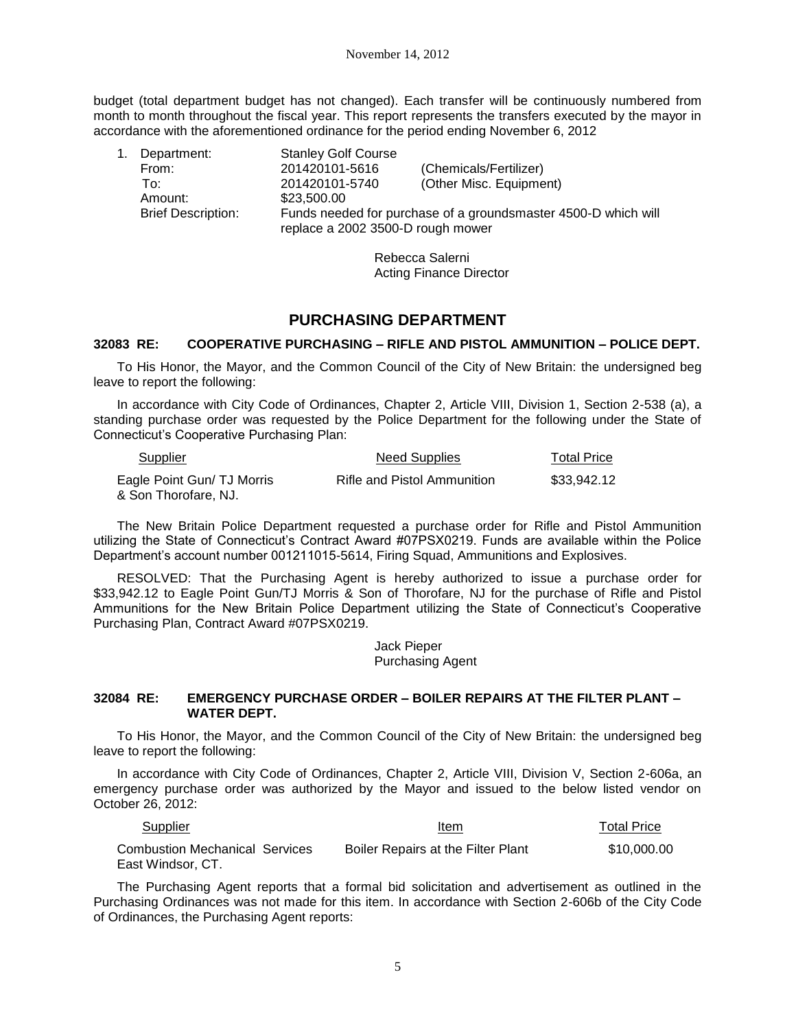budget (total department budget has not changed). Each transfer will be continuously numbered from month to month throughout the fiscal year. This report represents the transfers executed by the mayor in accordance with the aforementioned ordinance for the period ending November 6, 2012

1. Department: Stanley Golf Course
   From: 201420101-5616 (Chemicals/Fertilizer)
   To: 201420101-5740 (Other Misc. Equipment)
   Amount: $23,500.00
   Brief Description: Funds needed for purchase of a groundsmaster 4500-D which will replace a 2002 3500-D rough mower

Rebecca Salerni
Acting Finance Director

## PURCHASING DEPARTMENT

### 32083 RE: COOPERATIVE PURCHASING – RIFLE AND PISTOL AMMUNITION – POLICE DEPT.

To His Honor, the Mayor, and the Common Council of the City of New Britain: the undersigned beg leave to report the following:

In accordance with City Code of Ordinances, Chapter 2, Article VIII, Division 1, Section 2-538 (a), a standing purchase order was requested by the Police Department for the following under the State of Connecticut's Cooperative Purchasing Plan:

| Supplier | Need Supplies | Total Price |
|---|---|---|
| Eagle Point Gun/ TJ Morris & Son Thorofare, NJ. | Rifle and Pistol Ammunition | $33,942.12 |

The New Britain Police Department requested a purchase order for Rifle and Pistol Ammunition utilizing the State of Connecticut's Contract Award #07PSX0219. Funds are available within the Police Department's account number 001211015-5614, Firing Squad, Ammunitions and Explosives.

RESOLVED: That the Purchasing Agent is hereby authorized to issue a purchase order for $33,942.12 to Eagle Point Gun/TJ Morris & Son of Thorofare, NJ for the purchase of Rifle and Pistol Ammunitions for the New Britain Police Department utilizing the State of Connecticut's Cooperative Purchasing Plan, Contract Award #07PSX0219.

Jack Pieper
Purchasing Agent

### 32084 RE: EMERGENCY PURCHASE ORDER – BOILER REPAIRS AT THE FILTER PLANT – WATER DEPT.

To His Honor, the Mayor, and the Common Council of the City of New Britain: the undersigned beg leave to report the following:

In accordance with City Code of Ordinances, Chapter 2, Article VIII, Division V, Section 2-606a, an emergency purchase order was authorized by the Mayor and issued to the below listed vendor on October 26, 2012:

| Supplier | Item | Total Price |
|---|---|---|
| Combustion Mechanical Services East Windsor, CT. | Boiler Repairs at the Filter Plant | $10,000.00 |

The Purchasing Agent reports that a formal bid solicitation and advertisement as outlined in the Purchasing Ordinances was not made for this item. In accordance with Section 2-606b of the City Code of Ordinances, the Purchasing Agent reports: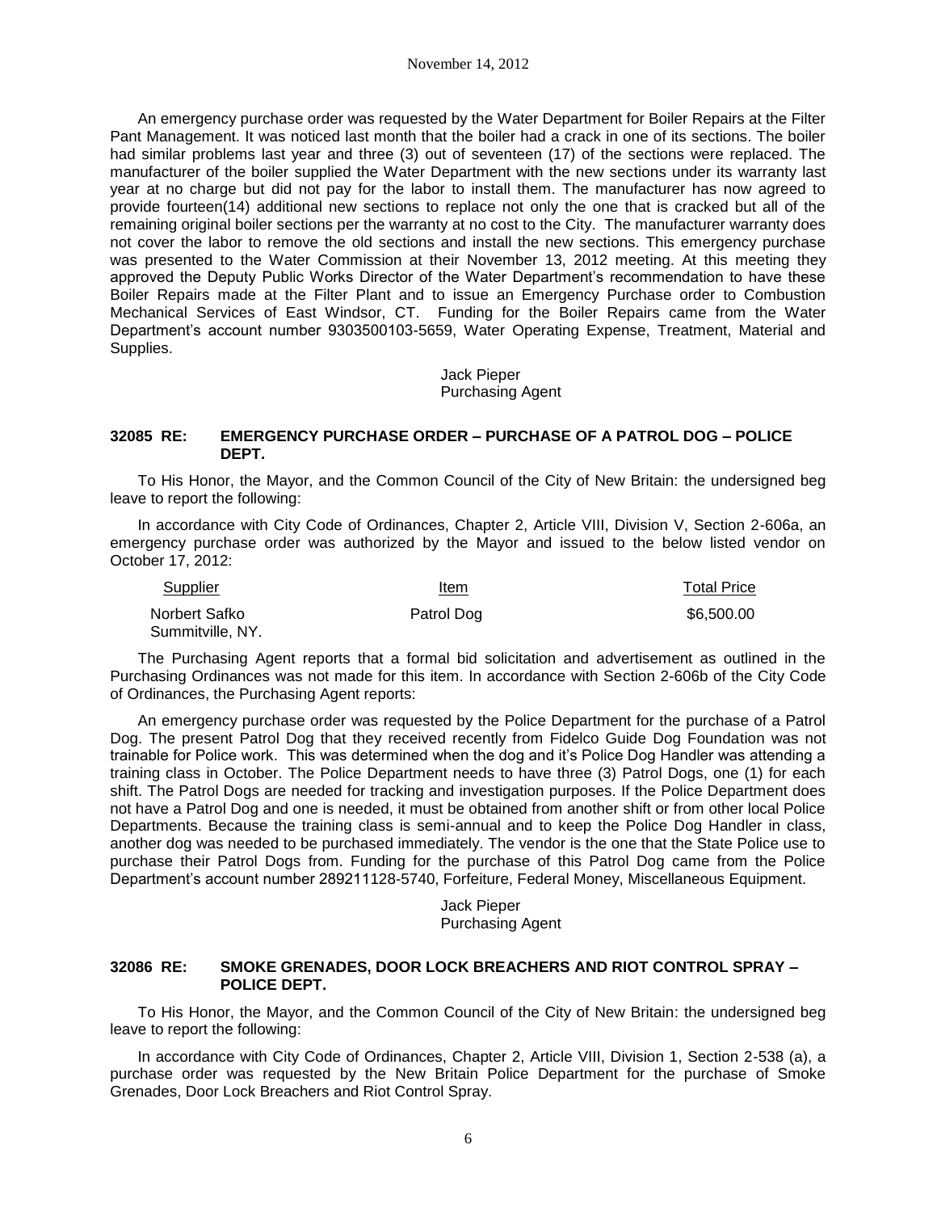An emergency purchase order was requested by the Water Department for Boiler Repairs at the Filter Pant Management. It was noticed last month that the boiler had a crack in one of its sections. The boiler had similar problems last year and three (3) out of seventeen (17) of the sections were replaced. The manufacturer of the boiler supplied the Water Department with the new sections under its warranty last year at no charge but did not pay for the labor to install them. The manufacturer has now agreed to provide fourteen(14) additional new sections to replace not only the one that is cracked but all of the remaining original boiler sections per the warranty at no cost to the City. The manufacturer warranty does not cover the labor to remove the old sections and install the new sections. This emergency purchase was presented to the Water Commission at their November 13, 2012 meeting. At this meeting they approved the Deputy Public Works Director of the Water Department's recommendation to have these Boiler Repairs made at the Filter Plant and to issue an Emergency Purchase order to Combustion Mechanical Services of East Windsor, CT. Funding for the Boiler Repairs came from the Water Department's account number 9303500103-5659, Water Operating Expense, Treatment, Material and Supplies.

Jack Pieper
Purchasing Agent

## 32085 RE: EMERGENCY PURCHASE ORDER – PURCHASE OF A PATROL DOG – POLICE DEPT.

To His Honor, the Mayor, and the Common Council of the City of New Britain: the undersigned beg leave to report the following:

In accordance with City Code of Ordinances, Chapter 2, Article VIII, Division V, Section 2-606a, an emergency purchase order was authorized by the Mayor and issued to the below listed vendor on October 17, 2012:

| Supplier | Item | Total Price |
|---|---|---|
| Norbert Safko Summitville, NY. | Patrol Dog | \$6,500.00 |

The Purchasing Agent reports that a formal bid solicitation and advertisement as outlined in the Purchasing Ordinances was not made for this item. In accordance with Section 2-606b of the City Code of Ordinances, the Purchasing Agent reports:

An emergency purchase order was requested by the Police Department for the purchase of a Patrol Dog. The present Patrol Dog that they received recently from Fidelco Guide Dog Foundation was not trainable for Police work. This was determined when the dog and it's Police Dog Handler was attending a training class in October. The Police Department needs to have three (3) Patrol Dogs, one (1) for each shift. The Patrol Dogs are needed for tracking and investigation purposes. If the Police Department does not have a Patrol Dog and one is needed, it must be obtained from another shift or from other local Police Departments. Because the training class is semi-annual and to keep the Police Dog Handler in class, another dog was needed to be purchased immediately. The vendor is the one that the State Police use to purchase their Patrol Dogs from. Funding for the purchase of this Patrol Dog came from the Police Department's account number 289211128-5740, Forfeiture, Federal Money, Miscellaneous Equipment.

Jack Pieper
Purchasing Agent

## 32086 RE: SMOKE GRENADES, DOOR LOCK BREACHERS AND RIOT CONTROL SPRAY – POLICE DEPT.

To His Honor, the Mayor, and the Common Council of the City of New Britain: the undersigned beg leave to report the following:

In accordance with City Code of Ordinances, Chapter 2, Article VIII, Division 1, Section 2-538 (a), a purchase order was requested by the New Britain Police Department for the purchase of Smoke Grenades, Door Lock Breachers and Riot Control Spray.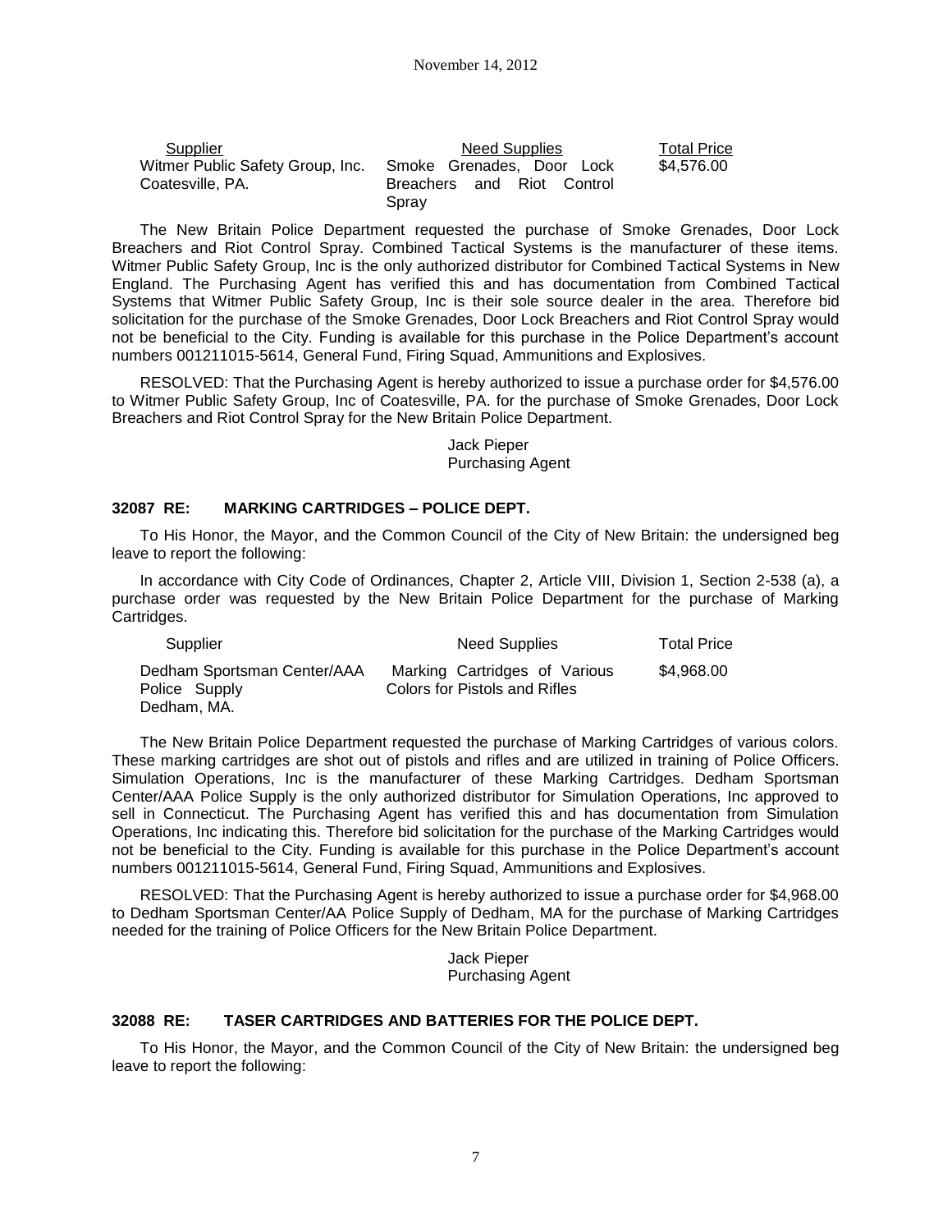| Supplier | Need Supplies | Total Price |
|---|---|---|
| Witmer Public Safety Group, Inc. Coatesville, PA. | Smoke Grenades, Door Lock Breachers and Riot Control Spray | $4,576.00 |

The New Britain Police Department requested the purchase of Smoke Grenades, Door Lock Breachers and Riot Control Spray. Combined Tactical Systems is the manufacturer of these items. Witmer Public Safety Group, Inc is the only authorized distributor for Combined Tactical Systems in New England. The Purchasing Agent has verified this and has documentation from Combined Tactical Systems that Witmer Public Safety Group, Inc is their sole source dealer in the area. Therefore bid solicitation for the purchase of the Smoke Grenades, Door Lock Breachers and Riot Control Spray would not be beneficial to the City. Funding is available for this purchase in the Police Department's account numbers 001211015-5614, General Fund, Firing Squad, Ammunitions and Explosives.

RESOLVED: That the Purchasing Agent is hereby authorized to issue a purchase order for $4,576.00 to Witmer Public Safety Group, Inc of Coatesville, PA. for the purchase of Smoke Grenades, Door Lock Breachers and Riot Control Spray for the New Britain Police Department.

Jack Pieper
Purchasing Agent

### 32087 RE: MARKING CARTRIDGES – POLICE DEPT.

To His Honor, the Mayor, and the Common Council of the City of New Britain: the undersigned beg leave to report the following:

In accordance with City Code of Ordinances, Chapter 2, Article VIII, Division 1, Section 2-538 (a), a purchase order was requested by the New Britain Police Department for the purchase of Marking Cartridges.

| Supplier | Need Supplies | Total Price |
|---|---|---|
| Dedham Sportsman Center/AAA Police Supply Dedham, MA. | Marking Cartridges of Various Colors for Pistols and Rifles | $4,968.00 |

The New Britain Police Department requested the purchase of Marking Cartridges of various colors. These marking cartridges are shot out of pistols and rifles and are utilized in training of Police Officers. Simulation Operations, Inc is the manufacturer of these Marking Cartridges. Dedham Sportsman Center/AAA Police Supply is the only authorized distributor for Simulation Operations, Inc approved to sell in Connecticut. The Purchasing Agent has verified this and has documentation from Simulation Operations, Inc indicating this. Therefore bid solicitation for the purchase of the Marking Cartridges would not be beneficial to the City. Funding is available for this purchase in the Police Department's account numbers 001211015-5614, General Fund, Firing Squad, Ammunitions and Explosives.

RESOLVED: That the Purchasing Agent is hereby authorized to issue a purchase order for $4,968.00 to Dedham Sportsman Center/AA Police Supply of Dedham, MA for the purchase of Marking Cartridges needed for the training of Police Officers for the New Britain Police Department.

Jack Pieper
Purchasing Agent

### 32088 RE: TASER CARTRIDGES AND BATTERIES FOR THE POLICE DEPT.

To His Honor, the Mayor, and the Common Council of the City of New Britain: the undersigned beg leave to report the following: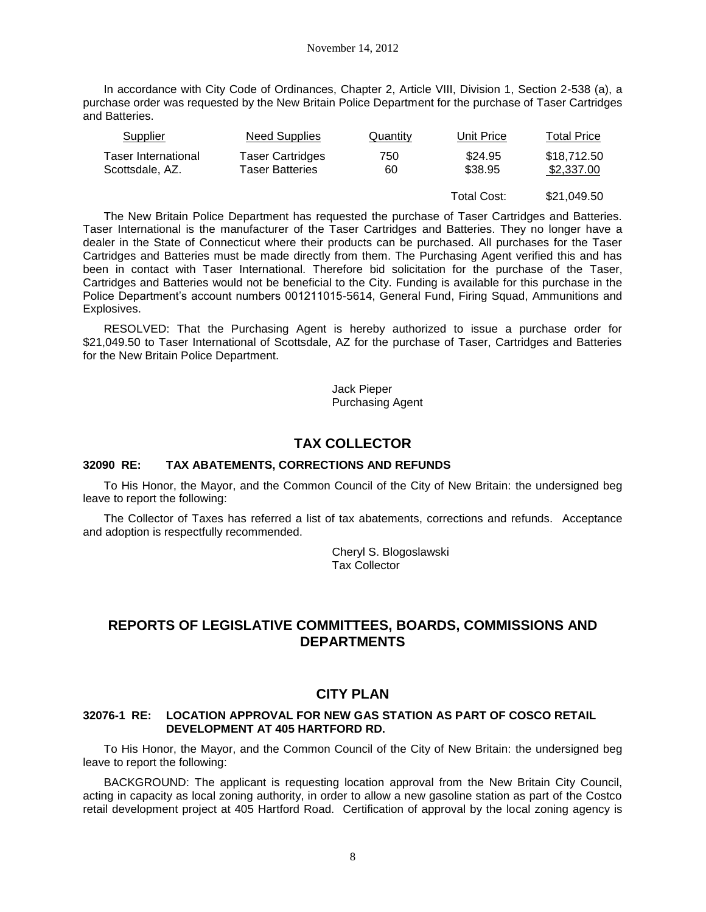In accordance with City Code of Ordinances, Chapter 2, Article VIII, Division 1, Section 2-538 (a), a purchase order was requested by the New Britain Police Department for the purchase of Taser Cartridges and Batteries.

| Supplier | Need Supplies | Quantity | Unit Price | Total Price |
|---|---|---|---|---|
| Taser International | Taser Cartridges | 750 | \$24.95 | \$18,712.50 |
| Scottsdale, AZ. | Taser Batteries | 60 | \$38.95 | \$2,337.00 |
| | | | Total Cost: | \$21,049.50 |

The New Britain Police Department has requested the purchase of Taser Cartridges and Batteries. Taser International is the manufacturer of the Taser Cartridges and Batteries. They no longer have a dealer in the State of Connecticut where their products can be purchased. All purchases for the Taser Cartridges and Batteries must be made directly from them. The Purchasing Agent verified this and has been in contact with Taser International. Therefore bid solicitation for the purchase of the Taser, Cartridges and Batteries would not be beneficial to the City. Funding is available for this purchase in the Police Department's account numbers 001211015-5614, General Fund, Firing Squad, Ammunitions and Explosives.

RESOLVED: That the Purchasing Agent is hereby authorized to issue a purchase order for \$21,049.50 to Taser International of Scottsdale, AZ for the purchase of Taser, Cartridges and Batteries for the New Britain Police Department.

Jack Pieper
Purchasing Agent

## TAX COLLECTOR

### 32090 RE: TAX ABATEMENTS, CORRECTIONS AND REFUNDS

To His Honor, the Mayor, and the Common Council of the City of New Britain: the undersigned beg leave to report the following:

The Collector of Taxes has referred a list of tax abatements, corrections and refunds. Acceptance and adoption is respectfully recommended.

Cheryl S. Blogoslawski
Tax Collector

## REPORTS OF LEGISLATIVE COMMITTEES, BOARDS, COMMISSIONS AND DEPARTMENTS

## CITY PLAN

### 32076-1 RE: LOCATION APPROVAL FOR NEW GAS STATION AS PART OF COSCO RETAIL DEVELOPMENT AT 405 HARTFORD RD.

To His Honor, the Mayor, and the Common Council of the City of New Britain: the undersigned beg leave to report the following:

BACKGROUND: The applicant is requesting location approval from the New Britain City Council, acting in capacity as local zoning authority, in order to allow a new gasoline station as part of the Costco retail development project at 405 Hartford Road. Certification of approval by the local zoning agency is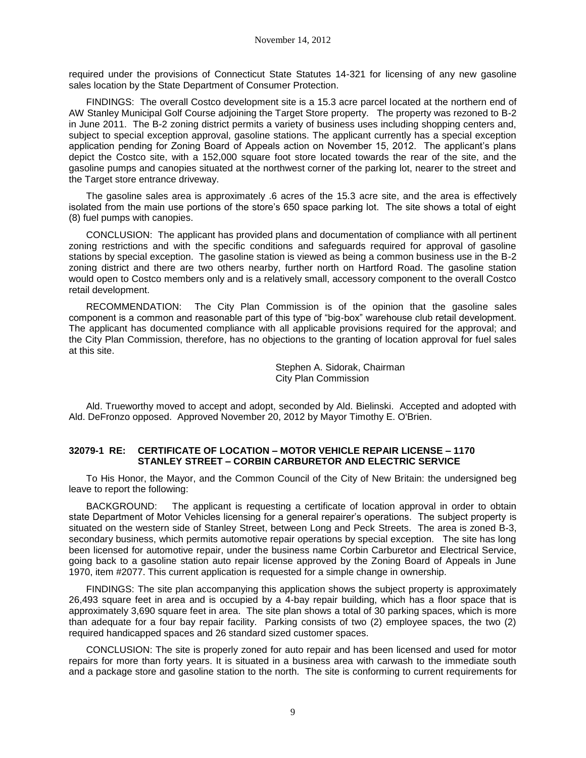required under the provisions of Connecticut State Statutes 14-321 for licensing of any new gasoline sales location by the State Department of Consumer Protection.

FINDINGS: The overall Costco development site is a 15.3 acre parcel located at the northern end of AW Stanley Municipal Golf Course adjoining the Target Store property. The property was rezoned to B-2 in June 2011. The B-2 zoning district permits a variety of business uses including shopping centers and, subject to special exception approval, gasoline stations. The applicant currently has a special exception application pending for Zoning Board of Appeals action on November 15, 2012. The applicant's plans depict the Costco site, with a 152,000 square foot store located towards the rear of the site, and the gasoline pumps and canopies situated at the northwest corner of the parking lot, nearer to the street and the Target store entrance driveway.

The gasoline sales area is approximately .6 acres of the 15.3 acre site, and the area is effectively isolated from the main use portions of the store's 650 space parking lot. The site shows a total of eight (8) fuel pumps with canopies.

CONCLUSION: The applicant has provided plans and documentation of compliance with all pertinent zoning restrictions and with the specific conditions and safeguards required for approval of gasoline stations by special exception. The gasoline station is viewed as being a common business use in the B-2 zoning district and there are two others nearby, further north on Hartford Road. The gasoline station would open to Costco members only and is a relatively small, accessory component to the overall Costco retail development.

RECOMMENDATION: The City Plan Commission is of the opinion that the gasoline sales component is a common and reasonable part of this type of "big-box" warehouse club retail development. The applicant has documented compliance with all applicable provisions required for the approval; and the City Plan Commission, therefore, has no objections to the granting of location approval for fuel sales at this site.

Stephen A. Sidorak, Chairman
City Plan Commission

Ald. Trueworthy moved to accept and adopt, seconded by Ald. Bielinski. Accepted and adopted with Ald. DeFronzo opposed. Approved November 20, 2012 by Mayor Timothy E. O'Brien.

### 32079-1 RE: CERTIFICATE OF LOCATION – MOTOR VEHICLE REPAIR LICENSE – 1170 STANLEY STREET – CORBIN CARBURETOR AND ELECTRIC SERVICE

To His Honor, the Mayor, and the Common Council of the City of New Britain: the undersigned beg leave to report the following:

BACKGROUND: The applicant is requesting a certificate of location approval in order to obtain state Department of Motor Vehicles licensing for a general repairer's operations. The subject property is situated on the western side of Stanley Street, between Long and Peck Streets. The area is zoned B-3, secondary business, which permits automotive repair operations by special exception. The site has long been licensed for automotive repair, under the business name Corbin Carburetor and Electrical Service, going back to a gasoline station auto repair license approved by the Zoning Board of Appeals in June 1970, item #2077. This current application is requested for a simple change in ownership.

FINDINGS: The site plan accompanying this application shows the subject property is approximately 26,493 square feet in area and is occupied by a 4-bay repair building, which has a floor space that is approximately 3,690 square feet in area. The site plan shows a total of 30 parking spaces, which is more than adequate for a four bay repair facility. Parking consists of two (2) employee spaces, the two (2) required handicapped spaces and 26 standard sized customer spaces.

CONCLUSION: The site is properly zoned for auto repair and has been licensed and used for motor repairs for more than forty years. It is situated in a business area with carwash to the immediate south and a package store and gasoline station to the north. The site is conforming to current requirements for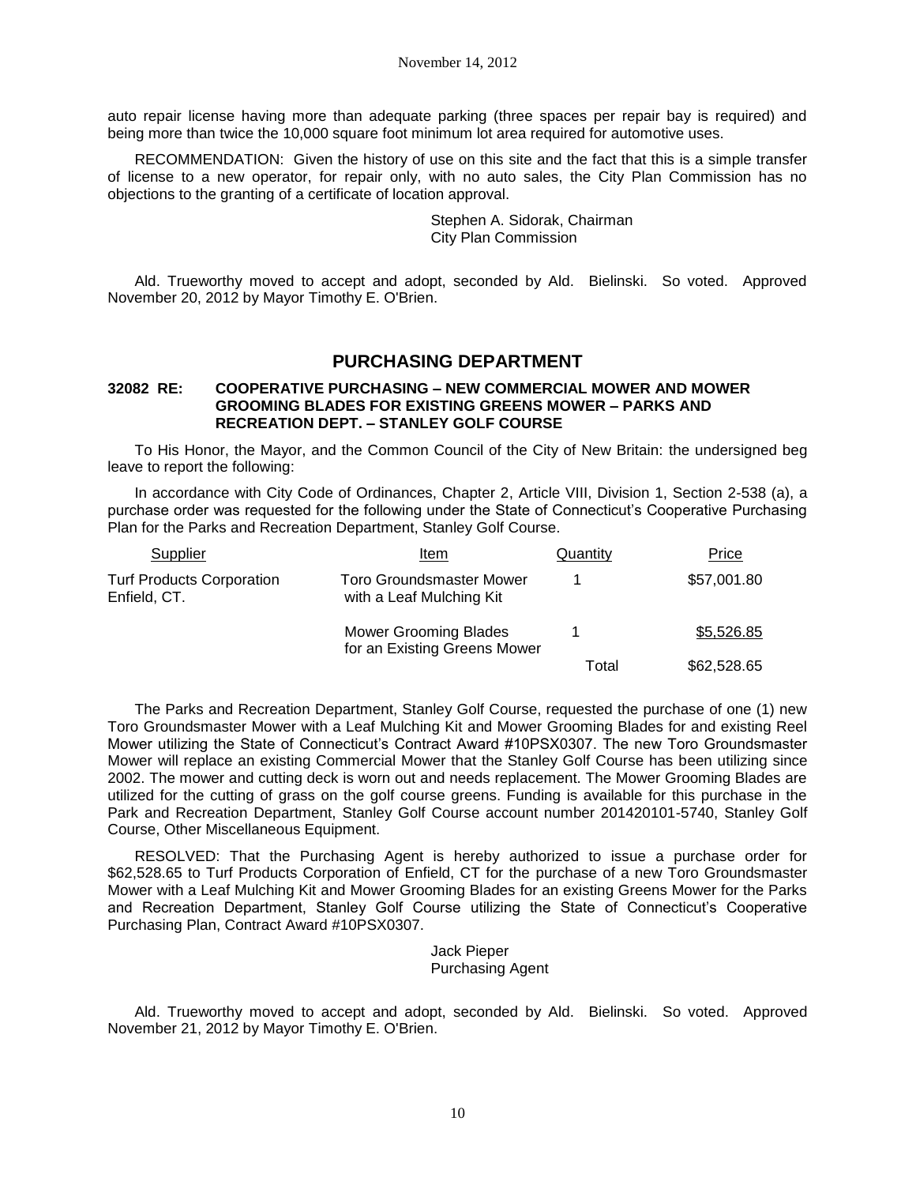auto repair license having more than adequate parking (three spaces per repair bay is required) and being more than twice the 10,000 square foot minimum lot area required for automotive uses.

RECOMMENDATION: Given the history of use on this site and the fact that this is a simple transfer of license to a new operator, for repair only, with no auto sales, the City Plan Commission has no objections to the granting of a certificate of location approval.

Stephen A. Sidorak, Chairman
City Plan Commission

Ald. Trueworthy moved to accept and adopt, seconded by Ald. Bielinski. So voted. Approved November 20, 2012 by Mayor Timothy E. O'Brien.

## PURCHASING DEPARTMENT

### 32082 RE: COOPERATIVE PURCHASING – NEW COMMERCIAL MOWER AND MOWER GROOMING BLADES FOR EXISTING GREENS MOWER – PARKS AND RECREATION DEPT. – STANLEY GOLF COURSE

To His Honor, the Mayor, and the Common Council of the City of New Britain: the undersigned beg leave to report the following:

In accordance with City Code of Ordinances, Chapter 2, Article VIII, Division 1, Section 2-538 (a), a purchase order was requested for the following under the State of Connecticut's Cooperative Purchasing Plan for the Parks and Recreation Department, Stanley Golf Course.

| Supplier | Item | Quantity | Price |
|---|---|---|---|
| Turf Products Corporation Enfield, CT. | Toro Groundsmaster Mower with a Leaf Mulching Kit | 1 | $57,001.80 |
| | Mower Grooming Blades for an Existing Greens Mower | 1 | $5,526.85 |
| | | Total | $62,528.65 |

The Parks and Recreation Department, Stanley Golf Course, requested the purchase of one (1) new Toro Groundsmaster Mower with a Leaf Mulching Kit and Mower Grooming Blades for and existing Reel Mower utilizing the State of Connecticut's Contract Award #10PSX0307. The new Toro Groundsmaster Mower will replace an existing Commercial Mower that the Stanley Golf Course has been utilizing since 2002. The mower and cutting deck is worn out and needs replacement. The Mower Grooming Blades are utilized for the cutting of grass on the golf course greens. Funding is available for this purchase in the Park and Recreation Department, Stanley Golf Course account number 201420101-5740, Stanley Golf Course, Other Miscellaneous Equipment.

RESOLVED: That the Purchasing Agent is hereby authorized to issue a purchase order for $62,528.65 to Turf Products Corporation of Enfield, CT for the purchase of a new Toro Groundsmaster Mower with a Leaf Mulching Kit and Mower Grooming Blades for an existing Greens Mower for the Parks and Recreation Department, Stanley Golf Course utilizing the State of Connecticut's Cooperative Purchasing Plan, Contract Award #10PSX0307.

Jack Pieper
Purchasing Agent

Ald. Trueworthy moved to accept and adopt, seconded by Ald. Bielinski. So voted. Approved November 21, 2012 by Mayor Timothy E. O'Brien.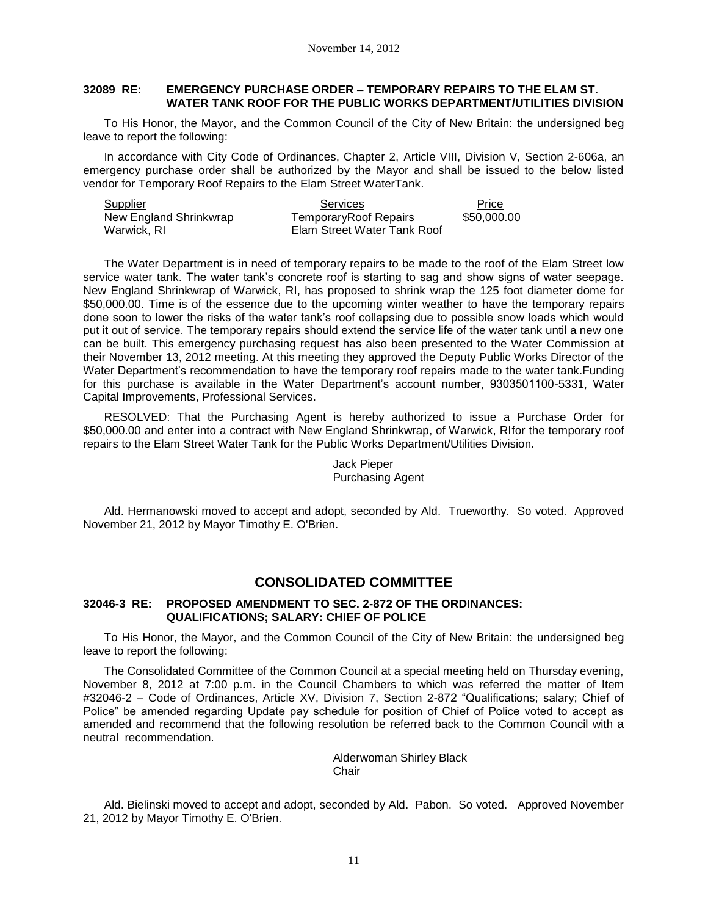**32089 RE: EMERGENCY PURCHASE ORDER – TEMPORARY REPAIRS TO THE ELAM ST. WATER TANK ROOF FOR THE PUBLIC WORKS DEPARTMENT/UTILITIES DIVISION**

To His Honor, the Mayor, and the Common Council of the City of New Britain: the undersigned beg leave to report the following:

In accordance with City Code of Ordinances, Chapter 2, Article VIII, Division V, Section 2-606a, an emergency purchase order shall be authorized by the Mayor and shall be issued to the below listed vendor for Temporary Roof Repairs to the Elam Street WaterTank.

| Supplier | Services | Price |
|---|---|---|
| New England Shrinkwrap | TemporaryRoof Repairs | $50,000.00 |
| Warwick, RI | Elam Street Water Tank Roof | |

The Water Department is in need of temporary repairs to be made to the roof of the Elam Street low service water tank. The water tank's concrete roof is starting to sag and show signs of water seepage. New England Shrinkwrap of Warwick, RI, has proposed to shrink wrap the 125 foot diameter dome for $50,000.00. Time is of the essence due to the upcoming winter weather to have the temporary repairs done soon to lower the risks of the water tank's roof collapsing due to possible snow loads which would put it out of service. The temporary repairs should extend the service life of the water tank until a new one can be built. This emergency purchasing request has also been presented to the Water Commission at their November 13, 2012 meeting. At this meeting they approved the Deputy Public Works Director of the Water Department's recommendation to have the temporary roof repairs made to the water tank.Funding for this purchase is available in the Water Department's account number, 9303501100-5331, Water Capital Improvements, Professional Services.

RESOLVED: That the Purchasing Agent is hereby authorized to issue a Purchase Order for $50,000.00 and enter into a contract with New England Shrinkwrap, of Warwick, RIfor the temporary roof repairs to the Elam Street Water Tank for the Public Works Department/Utilities Division.

Jack Pieper
Purchasing Agent

Ald. Hermanowski moved to accept and adopt, seconded by Ald. Trueworthy. So voted. Approved November 21, 2012 by Mayor Timothy E. O'Brien.

## CONSOLIDATED COMMITTEE

**32046-3 RE: PROPOSED AMENDMENT TO SEC. 2-872 OF THE ORDINANCES: QUALIFICATIONS; SALARY: CHIEF OF POLICE**

To His Honor, the Mayor, and the Common Council of the City of New Britain: the undersigned beg leave to report the following:

The Consolidated Committee of the Common Council at a special meeting held on Thursday evening, November 8, 2012 at 7:00 p.m. in the Council Chambers to which was referred the matter of Item #32046-2 – Code of Ordinances, Article XV, Division 7, Section 2-872 "Qualifications; salary; Chief of Police" be amended regarding Update pay schedule for position of Chief of Police voted to accept as amended and recommend that the following resolution be referred back to the Common Council with a neutral recommendation.

Alderwoman Shirley Black
Chair

Ald. Bielinski moved to accept and adopt, seconded by Ald. Pabon. So voted. Approved November 21, 2012 by Mayor Timothy E. O'Brien.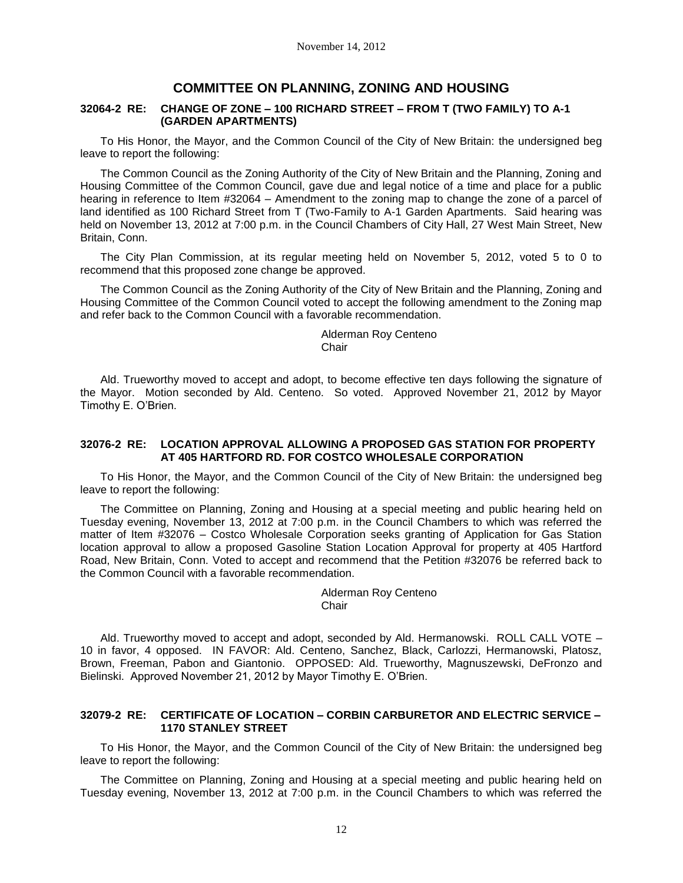## COMMITTEE ON PLANNING, ZONING AND HOUSING

### 32064-2 RE: CHANGE OF ZONE – 100 RICHARD STREET – FROM T (TWO FAMILY) TO A-1 (GARDEN APARTMENTS)

To His Honor, the Mayor, and the Common Council of the City of New Britain: the undersigned beg leave to report the following:

The Common Council as the Zoning Authority of the City of New Britain and the Planning, Zoning and Housing Committee of the Common Council, gave due and legal notice of a time and place for a public hearing in reference to Item #32064 – Amendment to the zoning map to change the zone of a parcel of land identified as 100 Richard Street from T (Two-Family to A-1 Garden Apartments. Said hearing was held on November 13, 2012 at 7:00 p.m. in the Council Chambers of City Hall, 27 West Main Street, New Britain, Conn.

The City Plan Commission, at its regular meeting held on November 5, 2012, voted 5 to 0 to recommend that this proposed zone change be approved.

The Common Council as the Zoning Authority of the City of New Britain and the Planning, Zoning and Housing Committee of the Common Council voted to accept the following amendment to the Zoning map and refer back to the Common Council with a favorable recommendation.

Alderman Roy Centeno
Chair

Ald. Trueworthy moved to accept and adopt, to become effective ten days following the signature of the Mayor. Motion seconded by Ald. Centeno. So voted. Approved November 21, 2012 by Mayor Timothy E. O'Brien.

### 32076-2 RE: LOCATION APPROVAL ALLOWING A PROPOSED GAS STATION FOR PROPERTY AT 405 HARTFORD RD. FOR COSTCO WHOLESALE CORPORATION

To His Honor, the Mayor, and the Common Council of the City of New Britain: the undersigned beg leave to report the following:

The Committee on Planning, Zoning and Housing at a special meeting and public hearing held on Tuesday evening, November 13, 2012 at 7:00 p.m. in the Council Chambers to which was referred the matter of Item #32076 – Costco Wholesale Corporation seeks granting of Application for Gas Station location approval to allow a proposed Gasoline Station Location Approval for property at 405 Hartford Road, New Britain, Conn. Voted to accept and recommend that the Petition #32076 be referred back to the Common Council with a favorable recommendation.

Alderman Roy Centeno
Chair

Ald. Trueworthy moved to accept and adopt, seconded by Ald. Hermanowski. ROLL CALL VOTE – 10 in favor, 4 opposed. IN FAVOR: Ald. Centeno, Sanchez, Black, Carlozzi, Hermanowski, Platosz, Brown, Freeman, Pabon and Giantonio. OPPOSED: Ald. Trueworthy, Magnuszewski, DeFronzo and Bielinski. Approved November 21, 2012 by Mayor Timothy E. O'Brien.

### 32079-2 RE: CERTIFICATE OF LOCATION – CORBIN CARBURETOR AND ELECTRIC SERVICE – 1170 STANLEY STREET

To His Honor, the Mayor, and the Common Council of the City of New Britain: the undersigned beg leave to report the following:

The Committee on Planning, Zoning and Housing at a special meeting and public hearing held on Tuesday evening, November 13, 2012 at 7:00 p.m. in the Council Chambers to which was referred the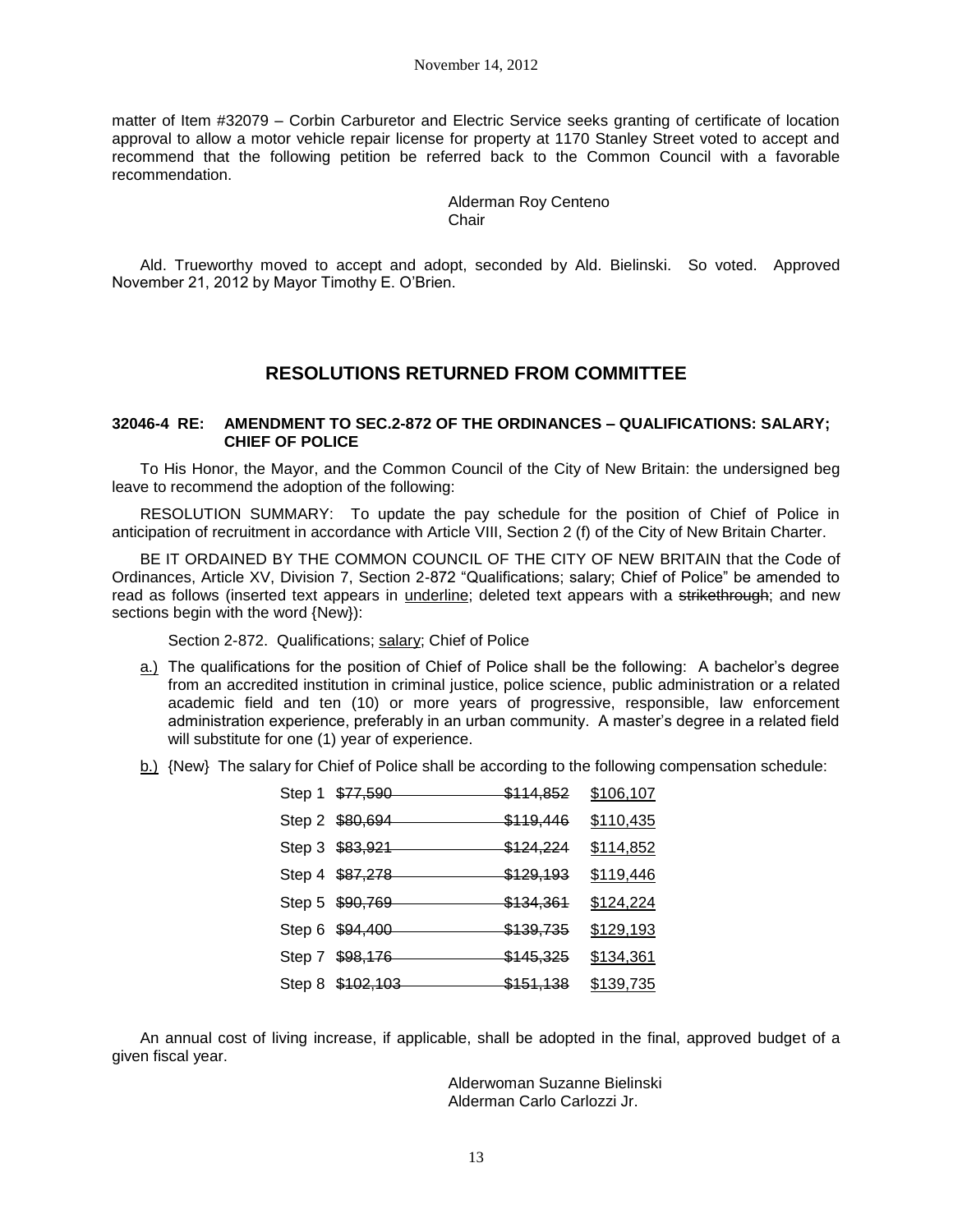matter of Item #32079 – Corbin Carburetor and Electric Service seeks granting of certificate of location approval to allow a motor vehicle repair license for property at 1170 Stanley Street voted to accept and recommend that the following petition be referred back to the Common Council with a favorable recommendation.

Alderman Roy Centeno
Chair

Ald. Trueworthy moved to accept and adopt, seconded by Ald. Bielinski. So voted. Approved November 21, 2012 by Mayor Timothy E. O'Brien.

## RESOLUTIONS RETURNED FROM COMMITTEE

**32046-4 RE: AMENDMENT TO SEC.2-872 OF THE ORDINANCES – QUALIFICATIONS: SALARY; CHIEF OF POLICE**

To His Honor, the Mayor, and the Common Council of the City of New Britain: the undersigned beg leave to recommend the adoption of the following:

RESOLUTION SUMMARY: To update the pay schedule for the position of Chief of Police in anticipation of recruitment in accordance with Article VIII, Section 2 (f) of the City of New Britain Charter.

BE IT ORDAINED BY THE COMMON COUNCIL OF THE CITY OF NEW BRITAIN that the Code of Ordinances, Article XV, Division 7, Section 2-872 "Qualifications; salary; Chief of Police" be amended to read as follows (inserted text appears in <u>underline</u>; deleted text appears with a ~~strikethrough~~; and new sections begin with the word {New}):

Section 2-872. Qualifications; <u>salary</u>; Chief of Police

<u>a.)</u> The qualifications for the position of Chief of Police shall be the following: A bachelor's degree from an accredited institution in criminal justice, police science, public administration or a related academic field and ten (10) or more years of progressive, responsible, law enforcement administration experience, preferably in an urban community. A master's degree in a related field will substitute for one (1) year of experience.

<u>b.)</u> {New} The salary for Chief of Police shall be according to the following compensation schedule:

| Step | | | |
|---|---|---|---|
| Step 1 | ~~$77,590~~ | ~~$114,852~~ | <u>$106,107</u> |
| Step 2 | ~~$80,694~~ | ~~$119,446~~ | <u>$110,435</u> |
| Step 3 | ~~$83,921~~ | ~~$124,224~~ | <u>$114,852</u> |
| Step 4 | ~~$87,278~~ | ~~$129,193~~ | <u>$119,446</u> |
| Step 5 | ~~$90,769~~ | ~~$134,361~~ | <u>$124,224</u> |
| Step 6 | ~~$94,400~~ | ~~$139,735~~ | <u>$129,193</u> |
| Step 7 | ~~$98,176~~ | ~~$145,325~~ | <u>$134,361</u> |
| Step 8 | ~~$102,103~~ | ~~$151,138~~ | <u>$139,735</u> |

An annual cost of living increase, if applicable, shall be adopted in the final, approved budget of a given fiscal year.

Alderwoman Suzanne Bielinski
Alderman Carlo Carlozzi Jr.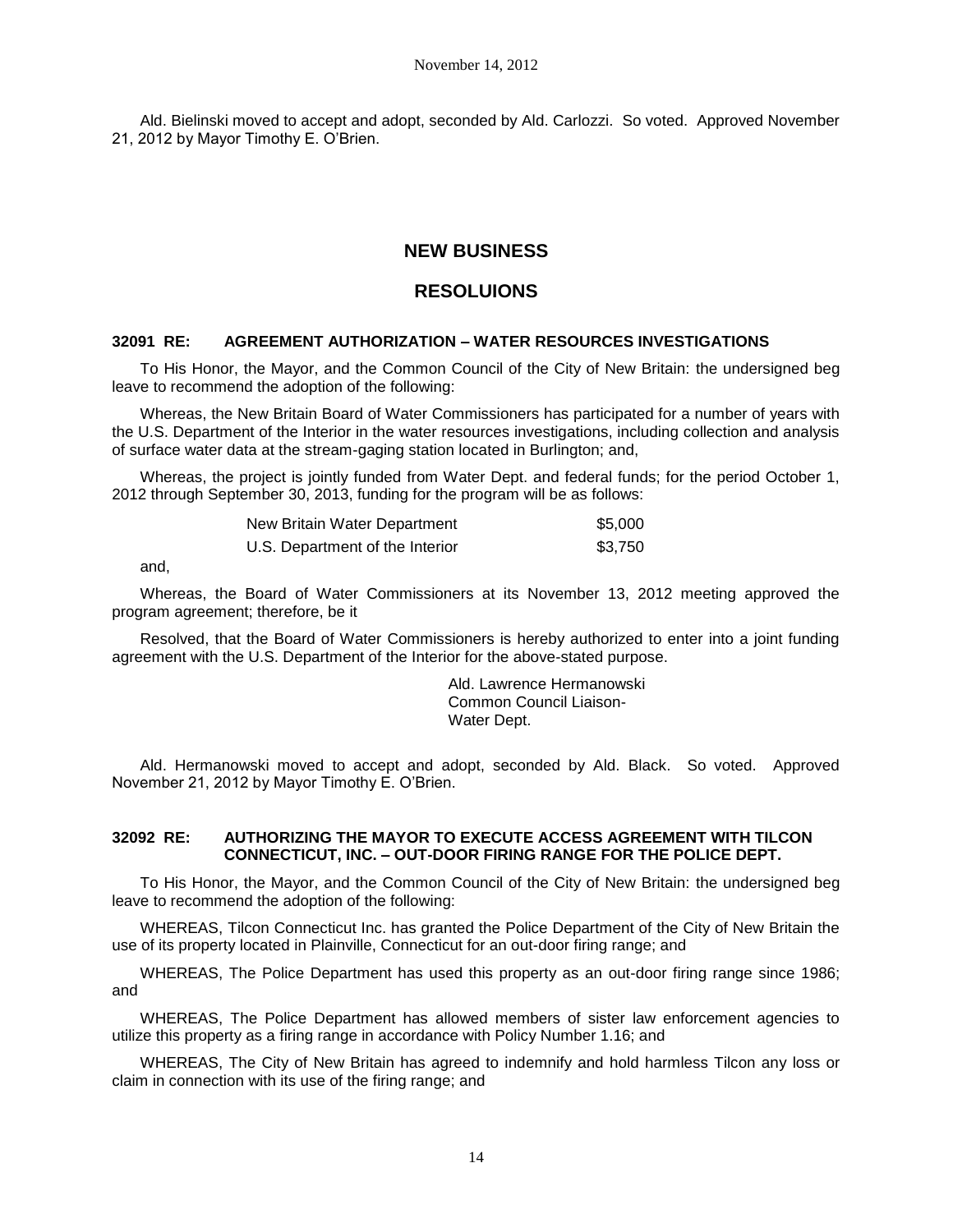Ald. Bielinski moved to accept and adopt, seconded by Ald. Carlozzi. So voted. Approved November 21, 2012 by Mayor Timothy E. O'Brien.

## NEW BUSINESS

## RESOLUIONS

### 32091 RE: AGREEMENT AUTHORIZATION – WATER RESOURCES INVESTIGATIONS

To His Honor, the Mayor, and the Common Council of the City of New Britain: the undersigned beg leave to recommend the adoption of the following:

Whereas, the New Britain Board of Water Commissioners has participated for a number of years with the U.S. Department of the Interior in the water resources investigations, including collection and analysis of surface water data at the stream-gaging station located in Burlington; and,

Whereas, the project is jointly funded from Water Dept. and federal funds; for the period October 1, 2012 through September 30, 2013, funding for the program will be as follows:

| | |
|---|---|
| New Britain Water Department | $5,000 |
| U.S. Department of the Interior | $3,750 |

and,

Whereas, the Board of Water Commissioners at its November 13, 2012 meeting approved the program agreement; therefore, be it

Resolved, that the Board of Water Commissioners is hereby authorized to enter into a joint funding agreement with the U.S. Department of the Interior for the above-stated purpose.

Ald. Lawrence Hermanowski
Common Council Liaison-
Water Dept.

Ald. Hermanowski moved to accept and adopt, seconded by Ald. Black. So voted. Approved November 21, 2012 by Mayor Timothy E. O'Brien.

### 32092 RE: AUTHORIZING THE MAYOR TO EXECUTE ACCESS AGREEMENT WITH TILCON CONNECTICUT, INC. – OUT-DOOR FIRING RANGE FOR THE POLICE DEPT.

To His Honor, the Mayor, and the Common Council of the City of New Britain: the undersigned beg leave to recommend the adoption of the following:

WHEREAS, Tilcon Connecticut Inc. has granted the Police Department of the City of New Britain the use of its property located in Plainville, Connecticut for an out-door firing range; and

WHEREAS, The Police Department has used this property as an out-door firing range since 1986; and

WHEREAS, The Police Department has allowed members of sister law enforcement agencies to utilize this property as a firing range in accordance with Policy Number 1.16; and

WHEREAS, The City of New Britain has agreed to indemnify and hold harmless Tilcon any loss or claim in connection with its use of the firing range; and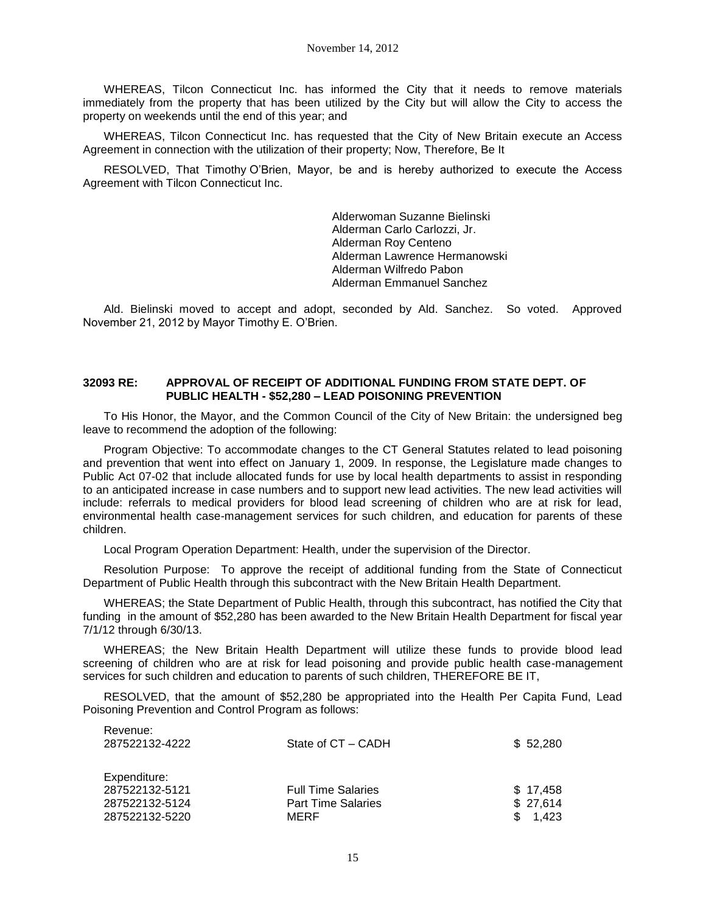WHEREAS, Tilcon Connecticut Inc. has informed the City that it needs to remove materials immediately from the property that has been utilized by the City but will allow the City to access the property on weekends until the end of this year; and

WHEREAS, Tilcon Connecticut Inc. has requested that the City of New Britain execute an Access Agreement in connection with the utilization of their property; Now, Therefore, Be It

RESOLVED, That Timothy O'Brien, Mayor, be and is hereby authorized to execute the Access Agreement with Tilcon Connecticut Inc.

Alderwoman Suzanne Bielinski
Alderman Carlo Carlozzi, Jr.
Alderman Roy Centeno
Alderman Lawrence Hermanowski
Alderman Wilfredo Pabon
Alderman Emmanuel Sanchez

Ald. Bielinski moved to accept and adopt, seconded by Ald. Sanchez. So voted. Approved November 21, 2012 by Mayor Timothy E. O'Brien.

**32093 RE: APPROVAL OF RECEIPT OF ADDITIONAL FUNDING FROM STATE DEPT. OF PUBLIC HEALTH - $52,280 – LEAD POISONING PREVENTION**

To His Honor, the Mayor, and the Common Council of the City of New Britain: the undersigned beg leave to recommend the adoption of the following:

Program Objective: To accommodate changes to the CT General Statutes related to lead poisoning and prevention that went into effect on January 1, 2009. In response, the Legislature made changes to Public Act 07-02 that include allocated funds for use by local health departments to assist in responding to an anticipated increase in case numbers and to support new lead activities. The new lead activities will include: referrals to medical providers for blood lead screening of children who are at risk for lead, environmental health case-management services for such children, and education for parents of these children.

Local Program Operation Department: Health, under the supervision of the Director.

Resolution Purpose: To approve the receipt of additional funding from the State of Connecticut Department of Public Health through this subcontract with the New Britain Health Department.

WHEREAS; the State Department of Public Health, through this subcontract, has notified the City that funding in the amount of $52,280 has been awarded to the New Britain Health Department for fiscal year 7/1/12 through 6/30/13.

WHEREAS; the New Britain Health Department will utilize these funds to provide blood lead screening of children who are at risk for lead poisoning and provide public health case-management services for such children and education to parents of such children, THEREFORE BE IT,

RESOLVED, that the amount of $52,280 be appropriated into the Health Per Capita Fund, Lead Poisoning Prevention and Control Program as follows:

| | | |
|---|---|---|
| Revenue: | | |
| 287522132-4222 | State of CT – CADH | $ 52,280 |
| | | |
| Expenditure: | | |
| 287522132-5121 | Full Time Salaries | $ 17,458 |
| 287522132-5124 | Part Time Salaries | $ 27,614 |
| 287522132-5220 | MERF | $ 1,423 |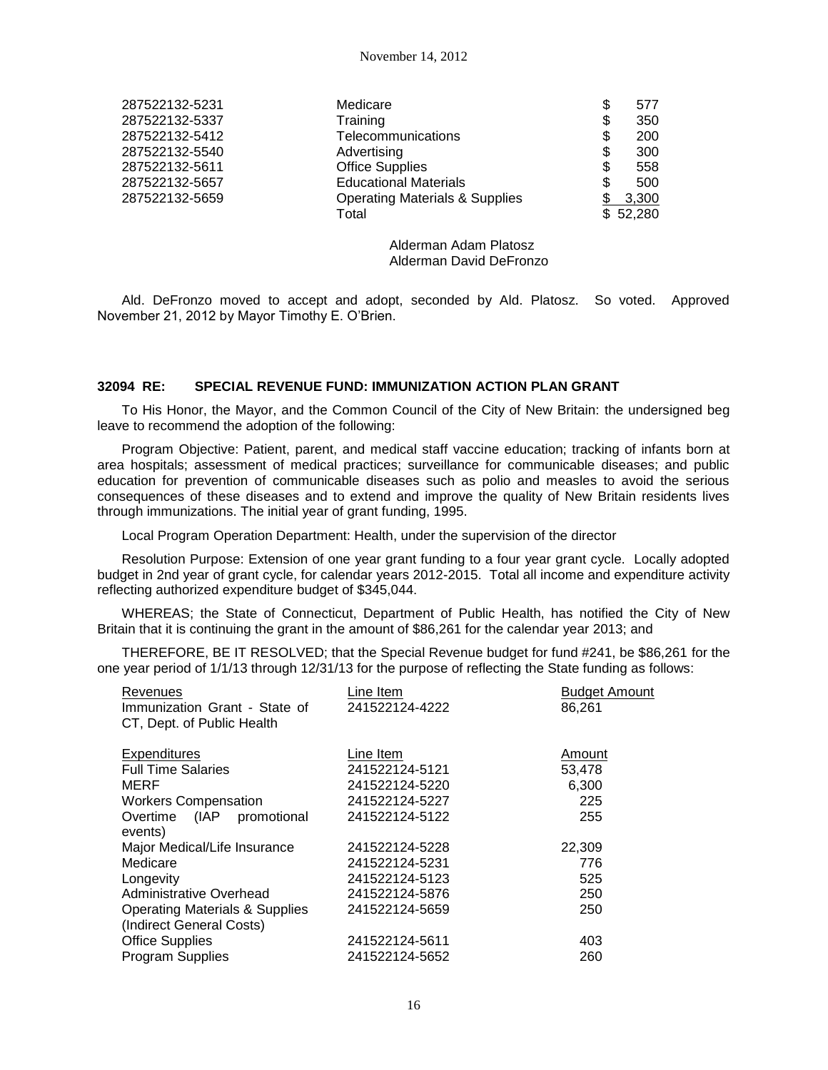| | | |
|---|---|---|
| 287522132-5231 | Medicare | $ 577 |
| 287522132-5337 | Training | $ 350 |
| 287522132-5412 | Telecommunications | $ 200 |
| 287522132-5540 | Advertising | $ 300 |
| 287522132-5611 | Office Supplies | $ 558 |
| 287522132-5657 | Educational Materials | $ 500 |
| 287522132-5659 | Operating Materials & Supplies | $ 3,300 |
| | Total | $ 52,280 |

Alderman Adam Platosz
Alderman David DeFronzo

Ald. DeFronzo moved to accept and adopt, seconded by Ald. Platosz. So voted. Approved November 21, 2012 by Mayor Timothy E. O'Brien.

**32094 RE: SPECIAL REVENUE FUND: IMMUNIZATION ACTION PLAN GRANT**

To His Honor, the Mayor, and the Common Council of the City of New Britain: the undersigned beg leave to recommend the adoption of the following:

Program Objective: Patient, parent, and medical staff vaccine education; tracking of infants born at area hospitals; assessment of medical practices; surveillance for communicable diseases; and public education for prevention of communicable diseases such as polio and measles to avoid the serious consequences of these diseases and to extend and improve the quality of New Britain residents lives through immunizations. The initial year of grant funding, 1995.

Local Program Operation Department: Health, under the supervision of the director

Resolution Purpose: Extension of one year grant funding to a four year grant cycle. Locally adopted budget in 2nd year of grant cycle, for calendar years 2012-2015. Total all income and expenditure activity reflecting authorized expenditure budget of $345,044.

WHEREAS; the State of Connecticut, Department of Public Health, has notified the City of New Britain that it is continuing the grant in the amount of $86,261 for the calendar year 2013; and

THEREFORE, BE IT RESOLVED; that the Special Revenue budget for fund #241, be $86,261 for the one year period of 1/1/13 through 12/31/13 for the purpose of reflecting the State funding as follows:

| Revenues | Line Item | Budget Amount |
|---|---|---|
| Immunization Grant - State of CT, Dept. of Public Health | 241522124-4222 | 86,261 |

| Expenditures | Line Item | Amount |
|---|---|---|
| Full Time Salaries | 241522124-5121 | 53,478 |
| MERF | 241522124-5220 | 6,300 |
| Workers Compensation | 241522124-5227 | 225 |
| Overtime (IAP promotional events) | 241522124-5122 | 255 |
| Major Medical/Life Insurance | 241522124-5228 | 22,309 |
| Medicare | 241522124-5231 | 776 |
| Longevity | 241522124-5123 | 525 |
| Administrative Overhead | 241522124-5876 | 250 |
| Operating Materials & Supplies (Indirect General Costs) | 241522124-5659 | 250 |
| Office Supplies | 241522124-5611 | 403 |
| Program Supplies | 241522124-5652 | 260 |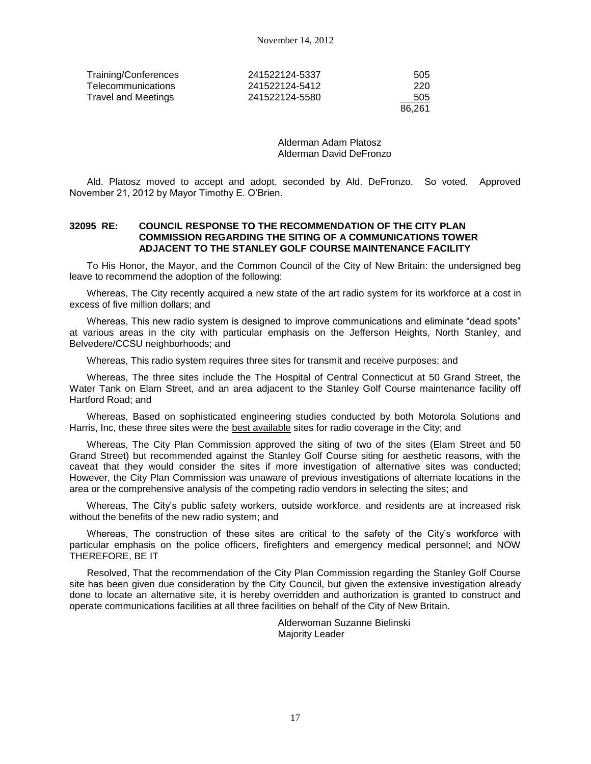| | | |
|---|---|---|
| Training/Conferences | 241522124-5337 | 505 |
| Telecommunications | 241522124-5412 | 220 |
| Travel and Meetings | 241522124-5580 | 505 |
| | | 86,261 |

Alderman Adam Platosz
Alderman David DeFronzo

Ald. Platosz moved to accept and adopt, seconded by Ald. DeFronzo. So voted. Approved November 21, 2012 by Mayor Timothy E. O'Brien.

**32095 RE: COUNCIL RESPONSE TO THE RECOMMENDATION OF THE CITY PLAN COMMISSION REGARDING THE SITING OF A COMMUNICATIONS TOWER ADJACENT TO THE STANLEY GOLF COURSE MAINTENANCE FACILITY**

To His Honor, the Mayor, and the Common Council of the City of New Britain: the undersigned beg leave to recommend the adoption of the following:

Whereas, The City recently acquired a new state of the art radio system for its workforce at a cost in excess of five million dollars; and

Whereas, This new radio system is designed to improve communications and eliminate "dead spots" at various areas in the city with particular emphasis on the Jefferson Heights, North Stanley, and Belvedere/CCSU neighborhoods; and

Whereas, This radio system requires three sites for transmit and receive purposes; and

Whereas, The three sites include the The Hospital of Central Connecticut at 50 Grand Street, the Water Tank on Elam Street, and an area adjacent to the Stanley Golf Course maintenance facility off Hartford Road; and

Whereas, Based on sophisticated engineering studies conducted by both Motorola Solutions and Harris, Inc, these three sites were the best available sites for radio coverage in the City; and

Whereas, The City Plan Commission approved the siting of two of the sites (Elam Street and 50 Grand Street) but recommended against the Stanley Golf Course siting for aesthetic reasons, with the caveat that they would consider the sites if more investigation of alternative sites was conducted; However, the City Plan Commission was unaware of previous investigations of alternate locations in the area or the comprehensive analysis of the competing radio vendors in selecting the sites; and

Whereas, The City's public safety workers, outside workforce, and residents are at increased risk without the benefits of the new radio system; and

Whereas, The construction of these sites are critical to the safety of the City's workforce with particular emphasis on the police officers, firefighters and emergency medical personnel; and NOW THEREFORE, BE IT

Resolved, That the recommendation of the City Plan Commission regarding the Stanley Golf Course site has been given due consideration by the City Council, but given the extensive investigation already done to locate an alternative site, it is hereby overridden and authorization is granted to construct and operate communications facilities at all three facilities on behalf of the City of New Britain.

Alderwoman Suzanne Bielinski
Majority Leader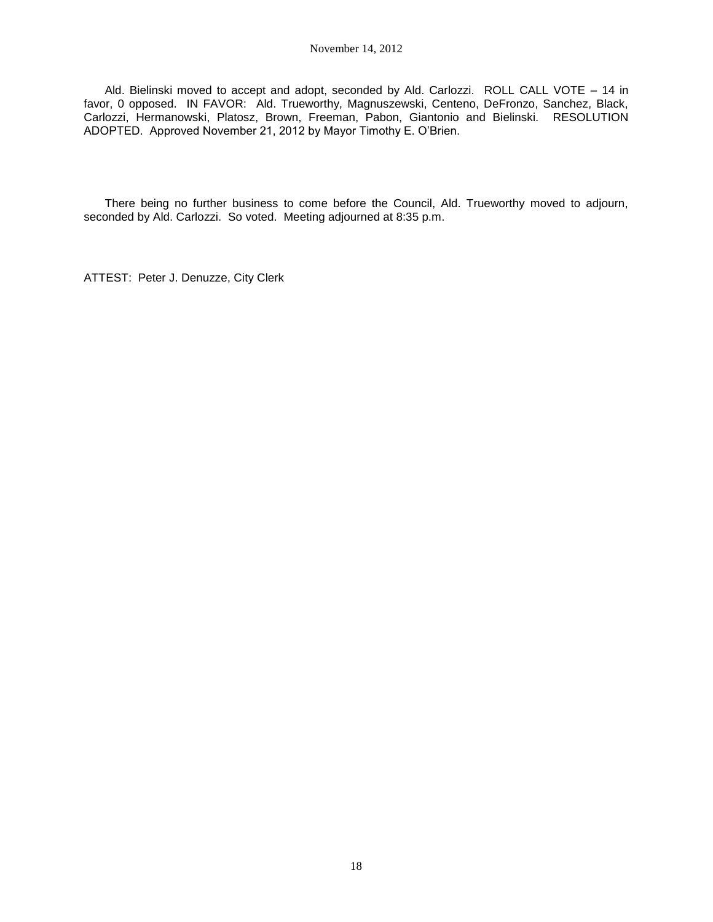Ald. Bielinski moved to accept and adopt, seconded by Ald. Carlozzi. ROLL CALL VOTE – 14 in favor, 0 opposed. IN FAVOR: Ald. Trueworthy, Magnuszewski, Centeno, DeFronzo, Sanchez, Black, Carlozzi, Hermanowski, Platosz, Brown, Freeman, Pabon, Giantonio and Bielinski. RESOLUTION ADOPTED. Approved November 21, 2012 by Mayor Timothy E. O'Brien.

There being no further business to come before the Council, Ald. Trueworthy moved to adjourn, seconded by Ald. Carlozzi. So voted. Meeting adjourned at 8:35 p.m.

ATTEST: Peter J. Denuzze, City Clerk